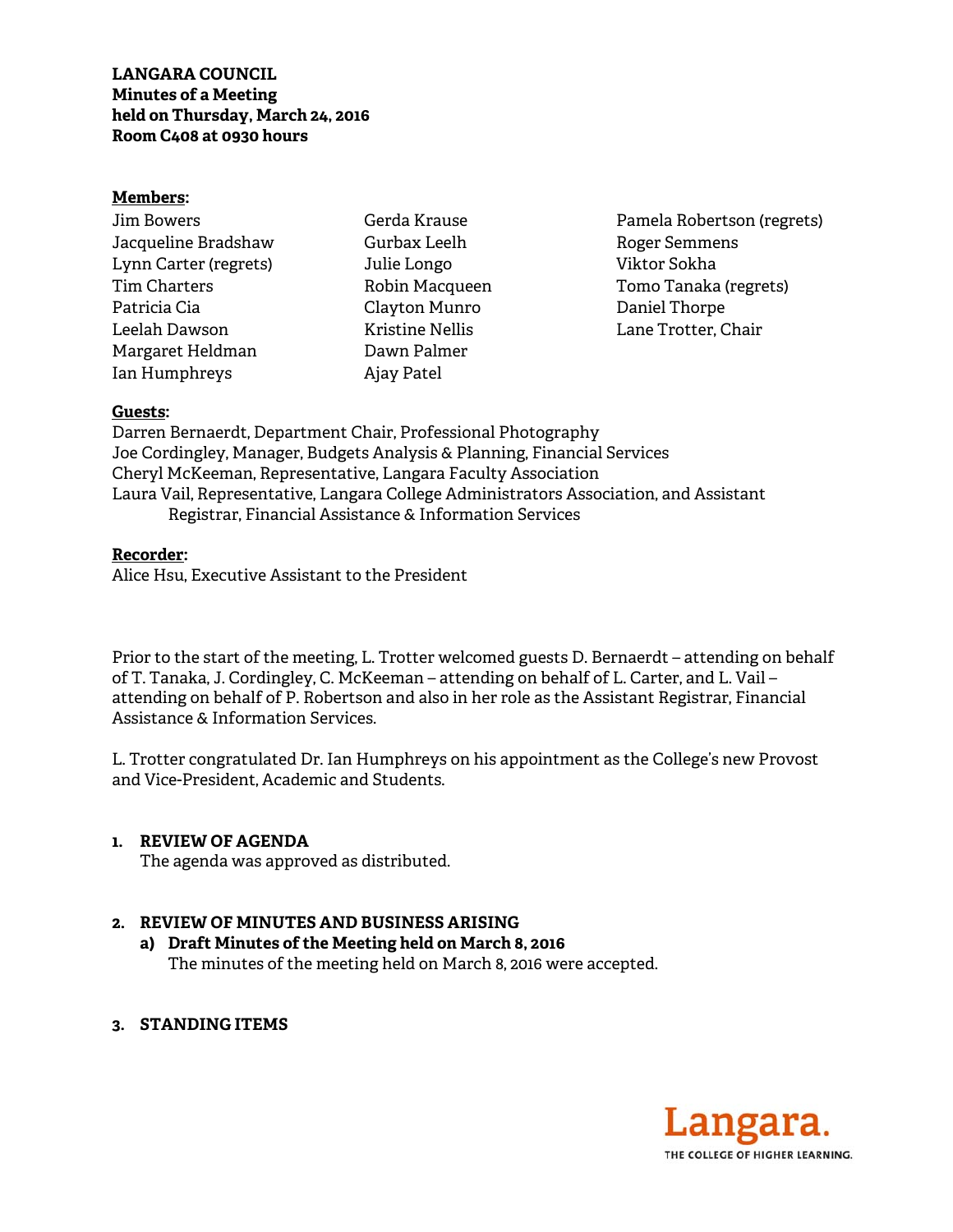**LANGARA COUNCIL**
**Minutes of a Meeting**
**held on Thursday, March 24, 2016**
**Room C408 at 0930 hours**

**Members:**

Jim Bowers
Jacqueline Bradshaw
Lynn Carter (regrets)
Tim Charters
Patricia Cia
Leelah Dawson
Margaret Heldman
Ian Humphreys
Gerda Krause
Gurbax Leelh
Julie Longo
Robin Macqueen
Clayton Munro
Kristine Nellis
Dawn Palmer
Ajay Patel
Pamela Robertson (regrets)
Roger Semmens
Viktor Sokha
Tomo Tanaka (regrets)
Daniel Thorpe
Lane Trotter, Chair

**Guests:**

Darren Bernaerdt, Department Chair, Professional Photography
Joe Cordingley, Manager, Budgets Analysis & Planning, Financial Services
Cheryl McKeeman, Representative, Langara Faculty Association
Laura Vail, Representative, Langara College Administrators Association, and Assistant Registrar, Financial Assistance & Information Services

**Recorder:**

Alice Hsu, Executive Assistant to the President

Prior to the start of the meeting, L. Trotter welcomed guests D. Bernaerdt – attending on behalf of T. Tanaka, J. Cordingley, C. McKeeman – attending on behalf of L. Carter, and L. Vail – attending on behalf of P. Robertson and also in her role as the Assistant Registrar, Financial Assistance & Information Services.

L. Trotter congratulated Dr. Ian Humphreys on his appointment as the College's new Provost and Vice-President, Academic and Students.

**1. REVIEW OF AGENDA**

The agenda was approved as distributed.

**2. REVIEW OF MINUTES AND BUSINESS ARISING**

**a) Draft Minutes of the Meeting held on March 8, 2016**

The minutes of the meeting held on March 8, 2016 were accepted.

**3. STANDING ITEMS**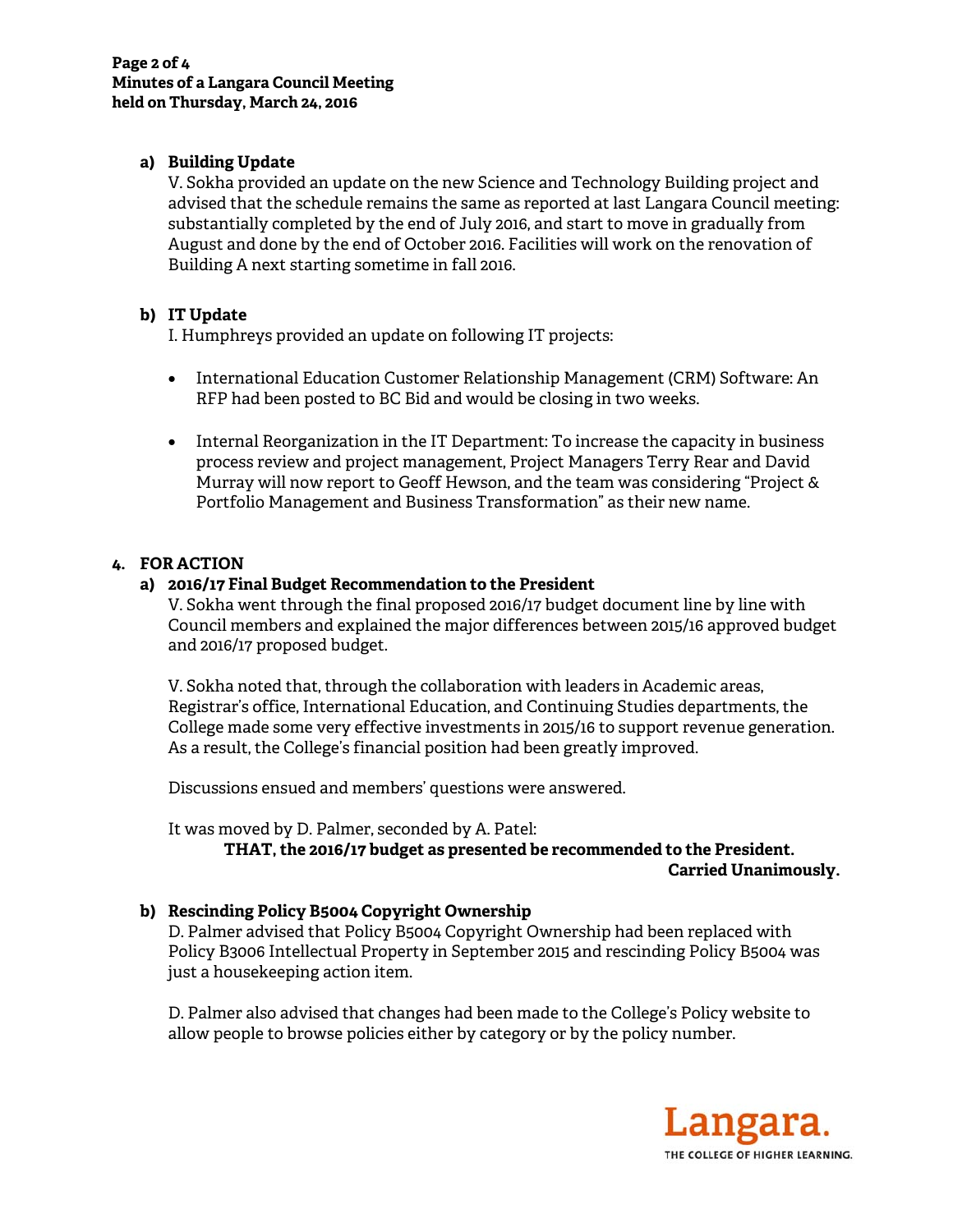**a) Building Update**

V. Sokha provided an update on the new Science and Technology Building project and advised that the schedule remains the same as reported at last Langara Council meeting: substantially completed by the end of July 2016, and start to move in gradually from August and done by the end of October 2016. Facilities will work on the renovation of Building A next starting sometime in fall 2016.

**b) IT Update**

I. Humphreys provided an update on following IT projects:

- International Education Customer Relationship Management (CRM) Software: An RFP had been posted to BC Bid and would be closing in two weeks.
- Internal Reorganization in the IT Department: To increase the capacity in business process review and project management, Project Managers Terry Rear and David Murray will now report to Geoff Hewson, and the team was considering "Project & Portfolio Management and Business Transformation" as their new name.

## 4. FOR ACTION

**a) 2016/17 Final Budget Recommendation to the President**

V. Sokha went through the final proposed 2016/17 budget document line by line with Council members and explained the major differences between 2015/16 approved budget and 2016/17 proposed budget.

V. Sokha noted that, through the collaboration with leaders in Academic areas, Registrar's office, International Education, and Continuing Studies departments, the College made some very effective investments in 2015/16 to support revenue generation. As a result, the College's financial position had been greatly improved.

Discussions ensued and members' questions were answered.

It was moved by D. Palmer, seconded by A. Patel:

**THAT, the 2016/17 budget as presented be recommended to the President.**

**Carried Unanimously.**

**b) Rescinding Policy B5004 Copyright Ownership**

D. Palmer advised that Policy B5004 Copyright Ownership had been replaced with Policy B3006 Intellectual Property in September 2015 and rescinding Policy B5004 was just a housekeeping action item.

D. Palmer also advised that changes had been made to the College's Policy website to allow people to browse policies either by category or by the policy number.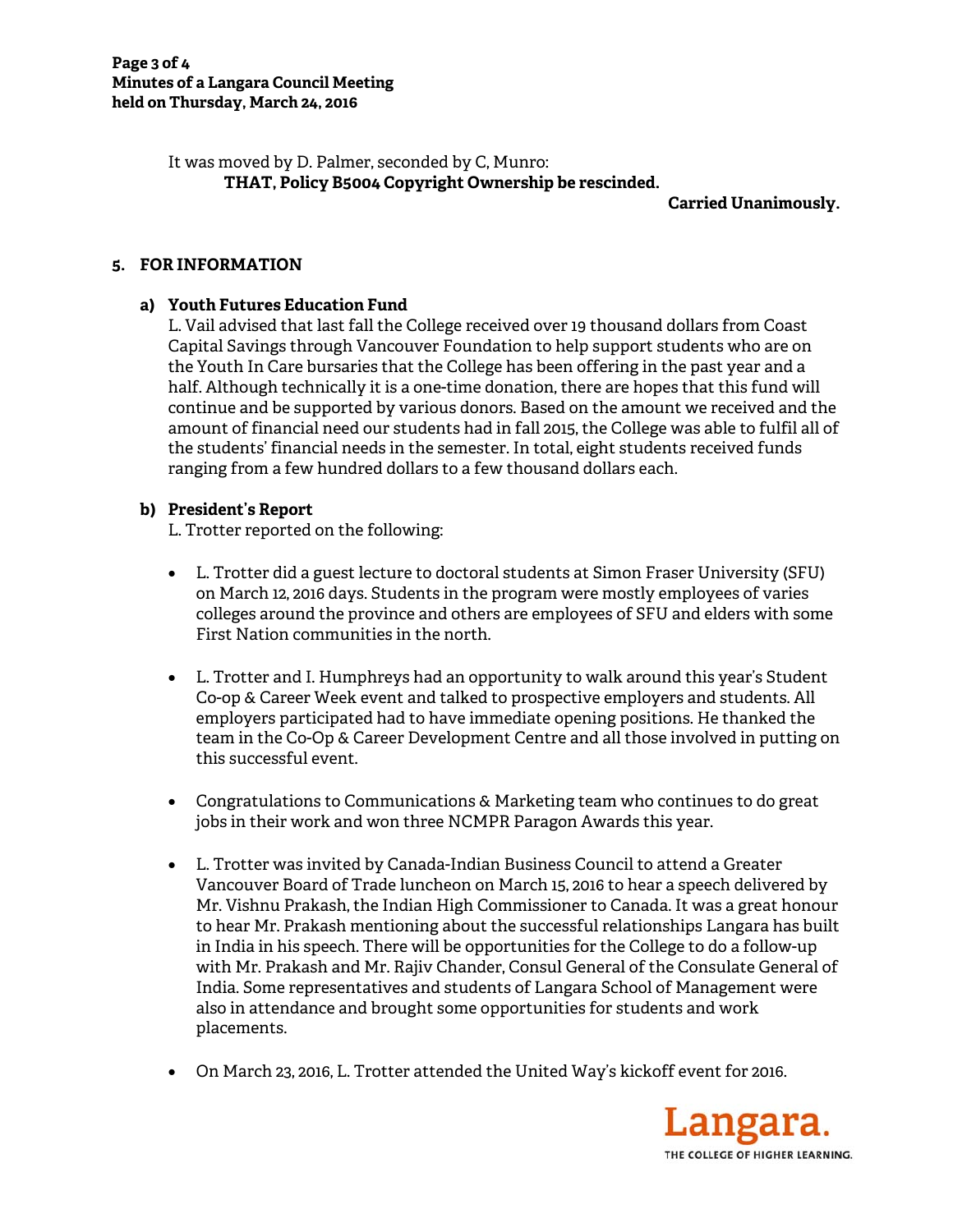It was moved by D. Palmer, seconded by C, Munro:

**THAT, Policy B5004 Copyright Ownership be rescinded.**

**Carried Unanimously.**

## 5. FOR INFORMATION

### a) Youth Futures Education Fund

L. Vail advised that last fall the College received over 19 thousand dollars from Coast Capital Savings through Vancouver Foundation to help support students who are on the Youth In Care bursaries that the College has been offering in the past year and a half. Although technically it is a one-time donation, there are hopes that this fund will continue and be supported by various donors. Based on the amount we received and the amount of financial need our students had in fall 2015, the College was able to fulfil all of the students' financial needs in the semester. In total, eight students received funds ranging from a few hundred dollars to a few thousand dollars each.

### b) President's Report

L. Trotter reported on the following:

- L. Trotter did a guest lecture to doctoral students at Simon Fraser University (SFU) on March 12, 2016 days. Students in the program were mostly employees of varies colleges around the province and others are employees of SFU and elders with some First Nation communities in the north.

- L. Trotter and I. Humphreys had an opportunity to walk around this year's Student Co-op & Career Week event and talked to prospective employers and students. All employers participated had to have immediate opening positions. He thanked the team in the Co-Op & Career Development Centre and all those involved in putting on this successful event.

- Congratulations to Communications & Marketing team who continues to do great jobs in their work and won three NCMPR Paragon Awards this year.

- L. Trotter was invited by Canada-Indian Business Council to attend a Greater Vancouver Board of Trade luncheon on March 15, 2016 to hear a speech delivered by Mr. Vishnu Prakash, the Indian High Commissioner to Canada. It was a great honour to hear Mr. Prakash mentioning about the successful relationships Langara has built in India in his speech. There will be opportunities for the College to do a follow-up with Mr. Prakash and Mr. Rajiv Chander, Consul General of the Consulate General of India. Some representatives and students of Langara School of Management were also in attendance and brought some opportunities for students and work placements.

- On March 23, 2016, L. Trotter attended the United Way's kickoff event for 2016.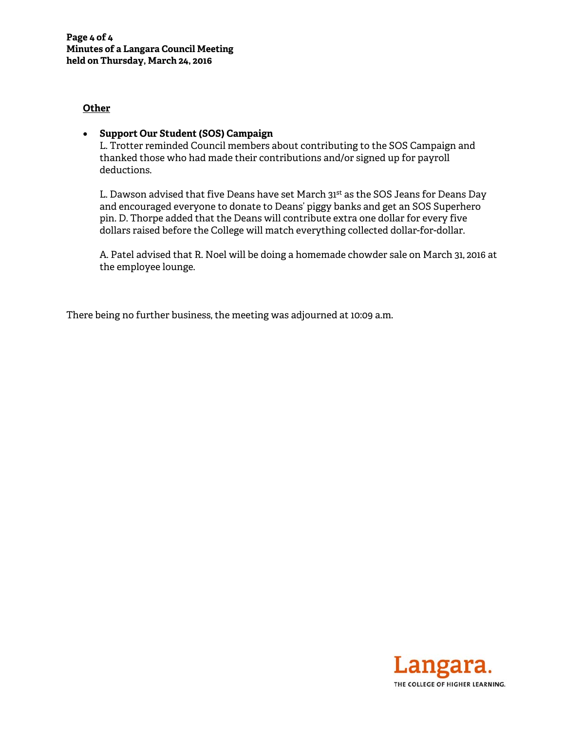**Other**

- **Support Our Student (SOS) Campaign**
  L. Trotter reminded Council members about contributing to the SOS Campaign and thanked those who had made their contributions and/or signed up for payroll deductions.

  L. Dawson advised that five Deans have set March 31st as the SOS Jeans for Deans Day and encouraged everyone to donate to Deans' piggy banks and get an SOS Superhero pin. D. Thorpe added that the Deans will contribute extra one dollar for every five dollars raised before the College will match everything collected dollar-for-dollar.

  A. Patel advised that R. Noel will be doing a homemade chowder sale on March 31, 2016 at the employee lounge.

There being no further business, the meeting was adjourned at 10:09 a.m.

Langara.
THE COLLEGE OF HIGHER LEARNING.